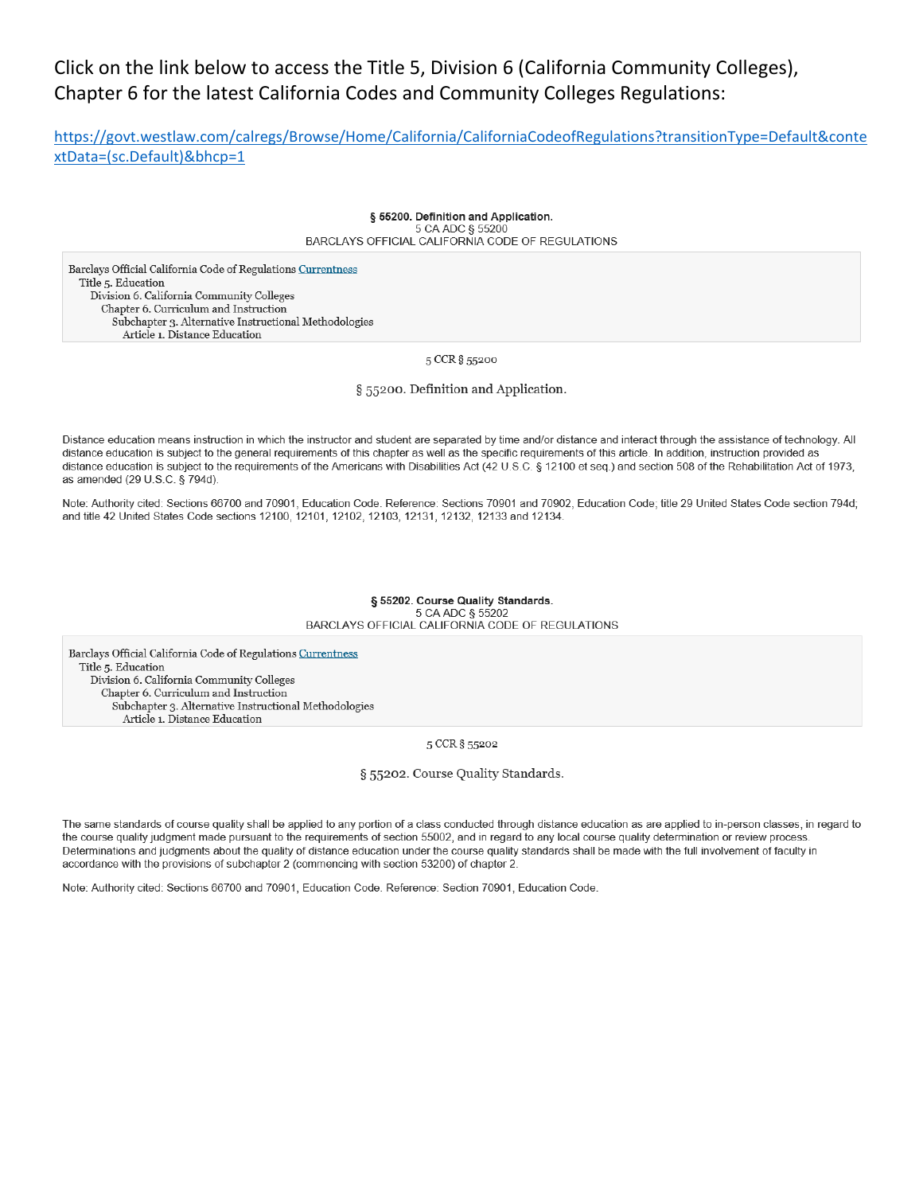Click on the link below to access the Title 5, Division 6 (California Community Colleges), Chapter 6 for the latest California Codes and Community Colleges Regulations:

https://govt.westlaw.com/calregs/Browse/Home/California/CaliforniaCodeofRegulations?transitionType=Default&contextData=(sc.Default)&bhcp=1

**§ 55200. Definition and Application.**
5 CA ADC § 55200
BARCLAYS OFFICIAL CALIFORNIA CODE OF REGULATIONS

Barclays Official California Code of Regulations Currentness
Title 5. Education
Division 6. California Community Colleges
Chapter 6. Curriculum and Instruction
Subchapter 3. Alternative Instructional Methodologies
Article 1. Distance Education

5 CCR § 55200

## § 55200. Definition and Application.

Distance education means instruction in which the instructor and student are separated by time and/or distance and interact through the assistance of technology. All distance education is subject to the general requirements of this chapter as well as the specific requirements of this article. In addition, instruction provided as distance education is subject to the requirements of the Americans with Disabilities Act (42 U.S.C. § 12100 et seq.) and section 508 of the Rehabilitation Act of 1973, as amended (29 U.S.C. § 794d).

Note: Authority cited: Sections 66700 and 70901, Education Code. Reference: Sections 70901 and 70902, Education Code; title 29 United States Code section 794d; and title 42 United States Code sections 12100, 12101, 12102, 12103, 12131, 12132, 12133 and 12134.

**§ 55202. Course Quality Standards.**
5 CA ADC § 55202
BARCLAYS OFFICIAL CALIFORNIA CODE OF REGULATIONS

Barclays Official California Code of Regulations Currentness
Title 5. Education
Division 6. California Community Colleges
Chapter 6. Curriculum and Instruction
Subchapter 3. Alternative Instructional Methodologies
Article 1. Distance Education

5 CCR § 55202

## § 55202. Course Quality Standards.

The same standards of course quality shall be applied to any portion of a class conducted through distance education as are applied to in-person classes, in regard to the course quality judgment made pursuant to the requirements of section 55002, and in regard to any local course quality determination or review process. Determinations and judgments about the quality of distance education under the course quality standards shall be made with the full involvement of faculty in accordance with the provisions of subchapter 2 (commencing with section 53200) of chapter 2.

Note: Authority cited: Sections 66700 and 70901, Education Code. Reference: Section 70901, Education Code.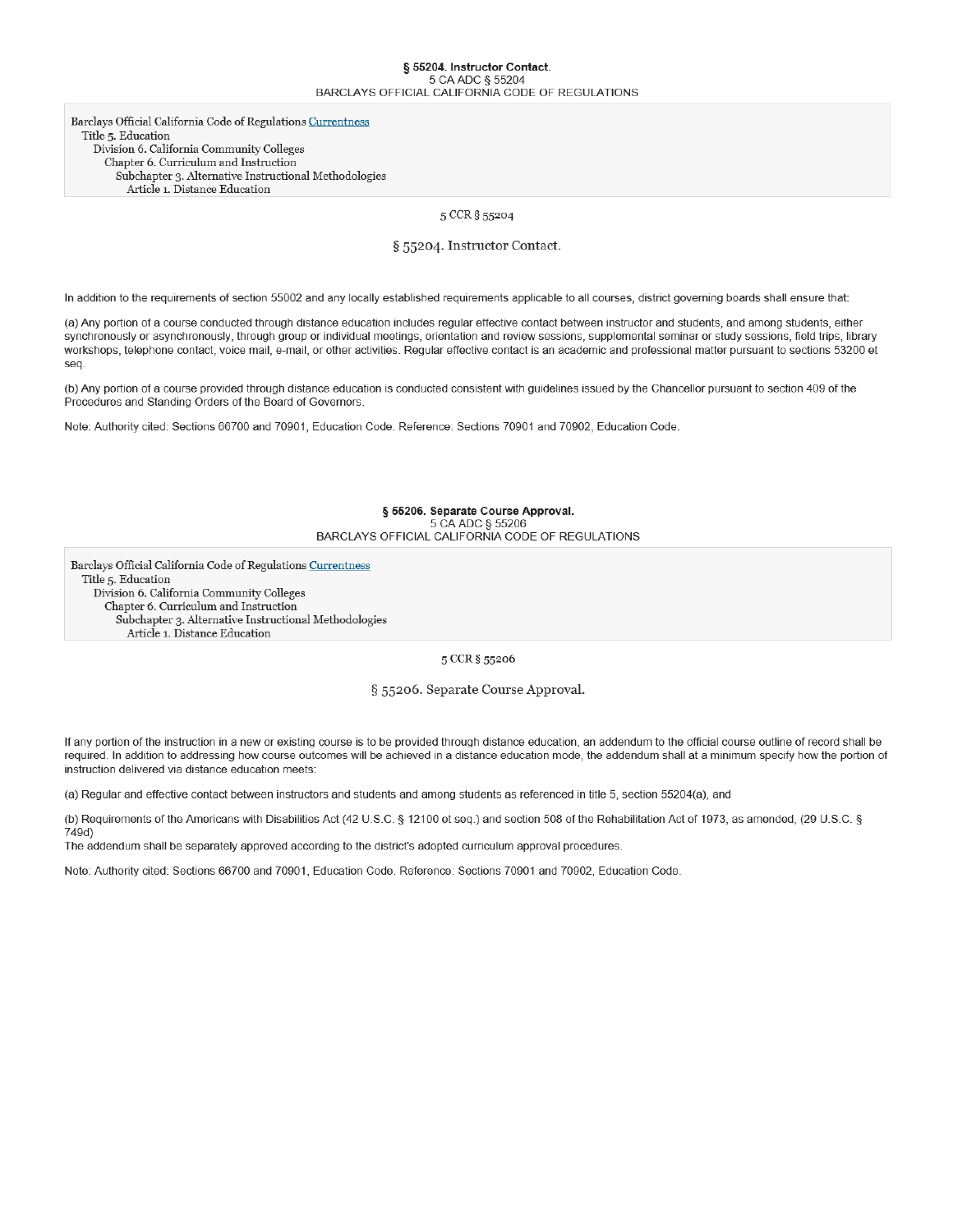## § 55204. Instructor Contact.

5 CA ADC § 55204

BARCLAYS OFFICIAL CALIFORNIA CODE OF REGULATIONS

Barclays Official California Code of Regulations Currentness
Title 5. Education
Division 6. California Community Colleges
Chapter 6. Curriculum and Instruction
Subchapter 3. Alternative Instructional Methodologies
Article 1. Distance Education

5 CCR § 55204

### § 55204. Instructor Contact.

In addition to the requirements of section 55002 and any locally established requirements applicable to all courses, district governing boards shall ensure that:

(a) Any portion of a course conducted through distance education includes regular effective contact between instructor and students, and among students, either synchronously or asynchronously, through group or individual meetings, orientation and review sessions, supplemental seminar or study sessions, field trips, library workshops, telephone contact, voice mail, e-mail, or other activities. Regular effective contact is an academic and professional matter pursuant to sections 53200 et seq.

(b) Any portion of a course provided through distance education is conducted consistent with guidelines issued by the Chancellor pursuant to section 409 of the Procedures and Standing Orders of the Board of Governors.

Note: Authority cited: Sections 66700 and 70901, Education Code. Reference: Sections 70901 and 70902, Education Code.

## § 55206. Separate Course Approval.

5 CA ADC § 55206

BARCLAYS OFFICIAL CALIFORNIA CODE OF REGULATIONS

Barclays Official California Code of Regulations Currentness
Title 5. Education
Division 6. California Community Colleges
Chapter 6. Curriculum and Instruction
Subchapter 3. Alternative Instructional Methodologies
Article 1. Distance Education

5 CCR § 55206

### § 55206. Separate Course Approval.

If any portion of the instruction in a new or existing course is to be provided through distance education, an addendum to the official course outline of record shall be required. In addition to addressing how course outcomes will be achieved in a distance education mode, the addendum shall at a minimum specify how the portion of instruction delivered via distance education meets:

(a) Regular and effective contact between instructors and students and among students as referenced in title 5, section 55204(a), and

(b) Requirements of the Americans with Disabilities Act (42 U.S.C. § 12100 et seq.) and section 508 of the Rehabilitation Act of 1973, as amended, (29 U.S.C. § 749d)
The addendum shall be separately approved according to the district's adopted curriculum approval procedures.

Note: Authority cited: Sections 66700 and 70901, Education Code. Reference: Sections 70901 and 70902, Education Code.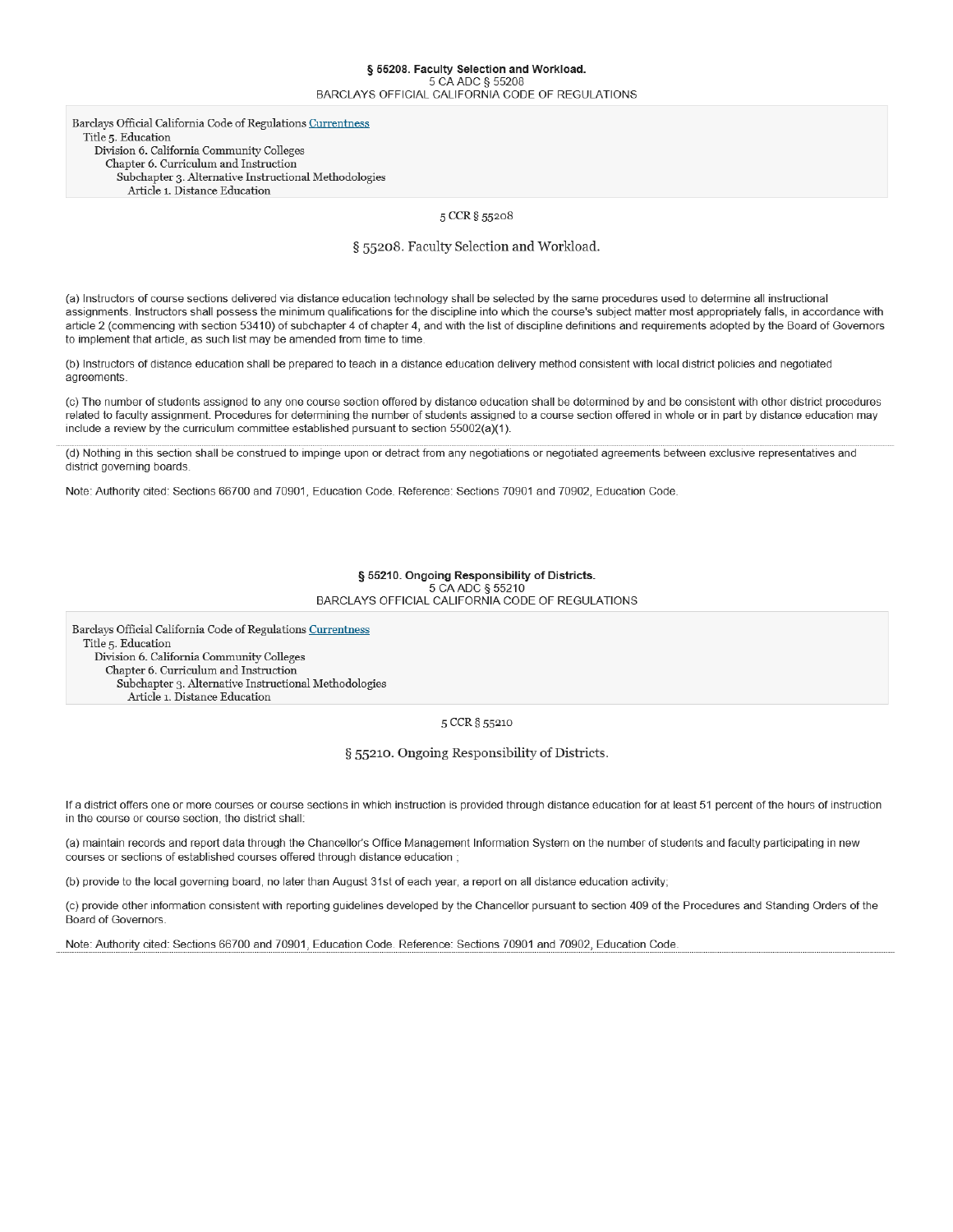**§ 55208. Faculty Selection and Workload.**
5 CA ADC § 55208
BARCLAYS OFFICIAL CALIFORNIA CODE OF REGULATIONS

Barclays Official California Code of Regulations Currentness
Title 5. Education
Division 6. California Community Colleges
Chapter 6. Curriculum and Instruction
Subchapter 3. Alternative Instructional Methodologies
Article 1. Distance Education

5 CCR § 55208

## § 55208. Faculty Selection and Workload.

(a) Instructors of course sections delivered via distance education technology shall be selected by the same procedures used to determine all instructional assignments. Instructors shall possess the minimum qualifications for the discipline into which the course's subject matter most appropriately falls, in accordance with article 2 (commencing with section 53410) of subchapter 4 of chapter 4, and with the list of discipline definitions and requirements adopted by the Board of Governors to implement that article, as such list may be amended from time to time.

(b) Instructors of distance education shall be prepared to teach in a distance education delivery method consistent with local district policies and negotiated agreements.

(c) The number of students assigned to any one course section offered by distance education shall be determined by and be consistent with other district procedures related to faculty assignment. Procedures for determining the number of students assigned to a course section offered in whole or in part by distance education may include a review by the curriculum committee established pursuant to section 55002(a)(1).

(d) Nothing in this section shall be construed to impinge upon or detract from any negotiations or negotiated agreements between exclusive representatives and district governing boards.

Note: Authority cited: Sections 66700 and 70901, Education Code. Reference: Sections 70901 and 70902, Education Code.

**§ 55210. Ongoing Responsibility of Districts.**
5 CA ADC § 55210
BARCLAYS OFFICIAL CALIFORNIA CODE OF REGULATIONS

Barclays Official California Code of Regulations Currentness
Title 5. Education
Division 6. California Community Colleges
Chapter 6. Curriculum and Instruction
Subchapter 3. Alternative Instructional Methodologies
Article 1. Distance Education

5 CCR § 55210

## § 55210. Ongoing Responsibility of Districts.

If a district offers one or more courses or course sections in which instruction is provided through distance education for at least 51 percent of the hours of instruction in the course or course section, the district shall:

(a) maintain records and report data through the Chancellor's Office Management Information System on the number of students and faculty participating in new courses or sections of established courses offered through distance education ;

(b) provide to the local governing board, no later than August 31st of each year, a report on all distance education activity;

(c) provide other information consistent with reporting guidelines developed by the Chancellor pursuant to section 409 of the Procedures and Standing Orders of the Board of Governors.

Note: Authority cited: Sections 66700 and 70901, Education Code. Reference: Sections 70901 and 70902, Education Code.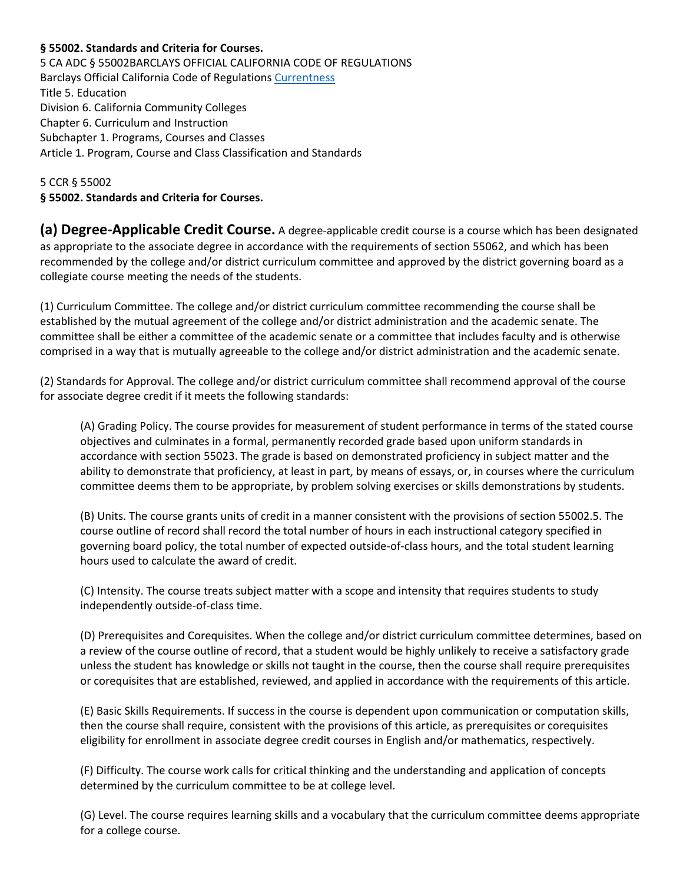**§ 55002. Standards and Criteria for Courses.**
5 CA ADC § 55002BARCLAYS OFFICIAL CALIFORNIA CODE OF REGULATIONS
Barclays Official California Code of Regulations Currentness
Title 5. Education
Division 6. California Community Colleges
Chapter 6. Curriculum and Instruction
Subchapter 1. Programs, Courses and Classes
Article 1. Program, Course and Class Classification and Standards

5 CCR § 55002
**§ 55002. Standards and Criteria for Courses.**

**(a) Degree-Applicable Credit Course.** A degree-applicable credit course is a course which has been designated as appropriate to the associate degree in accordance with the requirements of section 55062, and which has been recommended by the college and/or district curriculum committee and approved by the district governing board as a collegiate course meeting the needs of the students.

(1) Curriculum Committee. The college and/or district curriculum committee recommending the course shall be established by the mutual agreement of the college and/or district administration and the academic senate. The committee shall be either a committee of the academic senate or a committee that includes faculty and is otherwise comprised in a way that is mutually agreeable to the college and/or district administration and the academic senate.

(2) Standards for Approval. The college and/or district curriculum committee shall recommend approval of the course for associate degree credit if it meets the following standards:

> (A) Grading Policy. The course provides for measurement of student performance in terms of the stated course objectives and culminates in a formal, permanently recorded grade based upon uniform standards in accordance with section 55023. The grade is based on demonstrated proficiency in subject matter and the ability to demonstrate that proficiency, at least in part, by means of essays, or, in courses where the curriculum committee deems them to be appropriate, by problem solving exercises or skills demonstrations by students.
>
> (B) Units. The course grants units of credit in a manner consistent with the provisions of section 55002.5. The course outline of record shall record the total number of hours in each instructional category specified in governing board policy, the total number of expected outside-of-class hours, and the total student learning hours used to calculate the award of credit.
>
> (C) Intensity. The course treats subject matter with a scope and intensity that requires students to study independently outside-of-class time.
>
> (D) Prerequisites and Corequisites. When the college and/or district curriculum committee determines, based on a review of the course outline of record, that a student would be highly unlikely to receive a satisfactory grade unless the student has knowledge or skills not taught in the course, then the course shall require prerequisites or corequisites that are established, reviewed, and applied in accordance with the requirements of this article.
>
> (E) Basic Skills Requirements. If success in the course is dependent upon communication or computation skills, then the course shall require, consistent with the provisions of this article, as prerequisites or corequisites eligibility for enrollment in associate degree credit courses in English and/or mathematics, respectively.
>
> (F) Difficulty. The course work calls for critical thinking and the understanding and application of concepts determined by the curriculum committee to be at college level.
>
> (G) Level. The course requires learning skills and a vocabulary that the curriculum committee deems appropriate for a college course.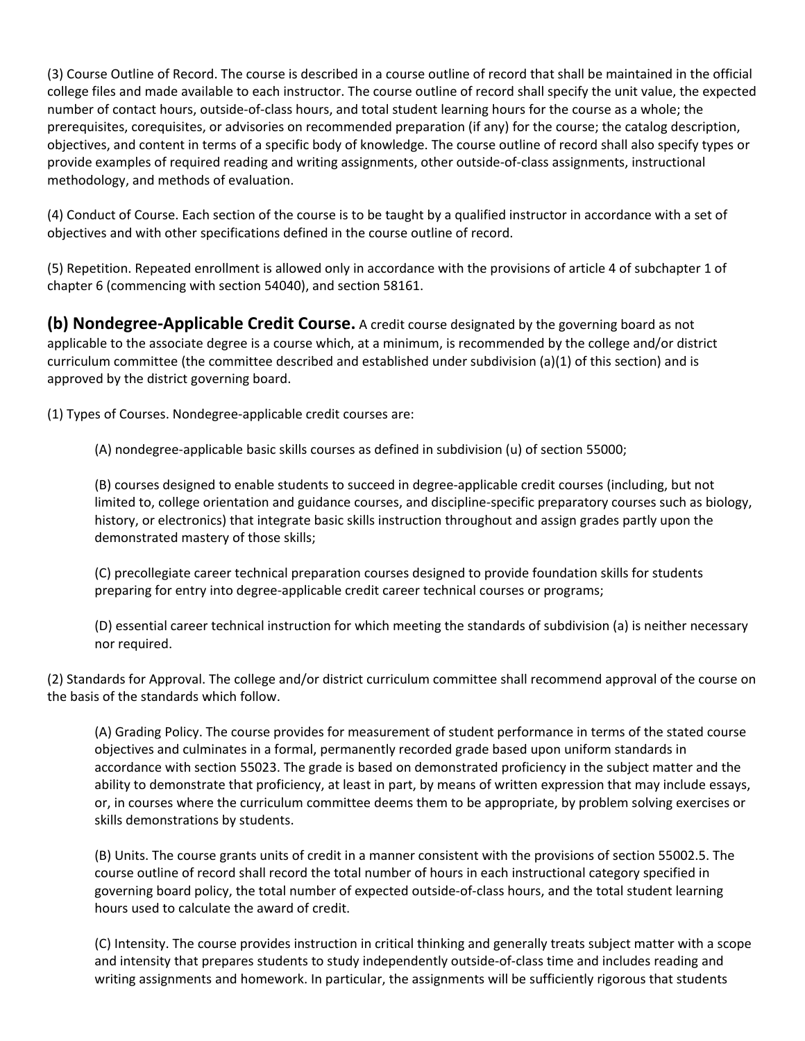(3) Course Outline of Record. The course is described in a course outline of record that shall be maintained in the official college files and made available to each instructor. The course outline of record shall specify the unit value, the expected number of contact hours, outside-of-class hours, and total student learning hours for the course as a whole; the prerequisites, corequisites, or advisories on recommended preparation (if any) for the course; the catalog description, objectives, and content in terms of a specific body of knowledge. The course outline of record shall also specify types or provide examples of required reading and writing assignments, other outside-of-class assignments, instructional methodology, and methods of evaluation.

(4) Conduct of Course. Each section of the course is to be taught by a qualified instructor in accordance with a set of objectives and with other specifications defined in the course outline of record.

(5) Repetition. Repeated enrollment is allowed only in accordance with the provisions of article 4 of subchapter 1 of chapter 6 (commencing with section 54040), and section 58161.

**(b) Nondegree-Applicable Credit Course.** A credit course designated by the governing board as not applicable to the associate degree is a course which, at a minimum, is recommended by the college and/or district curriculum committee (the committee described and established under subdivision (a)(1) of this section) and is approved by the district governing board.

(1) Types of Courses. Nondegree-applicable credit courses are:

> (A) nondegree-applicable basic skills courses as defined in subdivision (u) of section 55000;
>
> (B) courses designed to enable students to succeed in degree-applicable credit courses (including, but not limited to, college orientation and guidance courses, and discipline-specific preparatory courses such as biology, history, or electronics) that integrate basic skills instruction throughout and assign grades partly upon the demonstrated mastery of those skills;
>
> (C) precollegiate career technical preparation courses designed to provide foundation skills for students preparing for entry into degree-applicable credit career technical courses or programs;
>
> (D) essential career technical instruction for which meeting the standards of subdivision (a) is neither necessary nor required.

(2) Standards for Approval. The college and/or district curriculum committee shall recommend approval of the course on the basis of the standards which follow.

> (A) Grading Policy. The course provides for measurement of student performance in terms of the stated course objectives and culminates in a formal, permanently recorded grade based upon uniform standards in accordance with section 55023. The grade is based on demonstrated proficiency in the subject matter and the ability to demonstrate that proficiency, at least in part, by means of written expression that may include essays, or, in courses where the curriculum committee deems them to be appropriate, by problem solving exercises or skills demonstrations by students.
>
> (B) Units. The course grants units of credit in a manner consistent with the provisions of section 55002.5. The course outline of record shall record the total number of hours in each instructional category specified in governing board policy, the total number of expected outside-of-class hours, and the total student learning hours used to calculate the award of credit.
>
> (C) Intensity. The course provides instruction in critical thinking and generally treats subject matter with a scope and intensity that prepares students to study independently outside-of-class time and includes reading and writing assignments and homework. In particular, the assignments will be sufficiently rigorous that students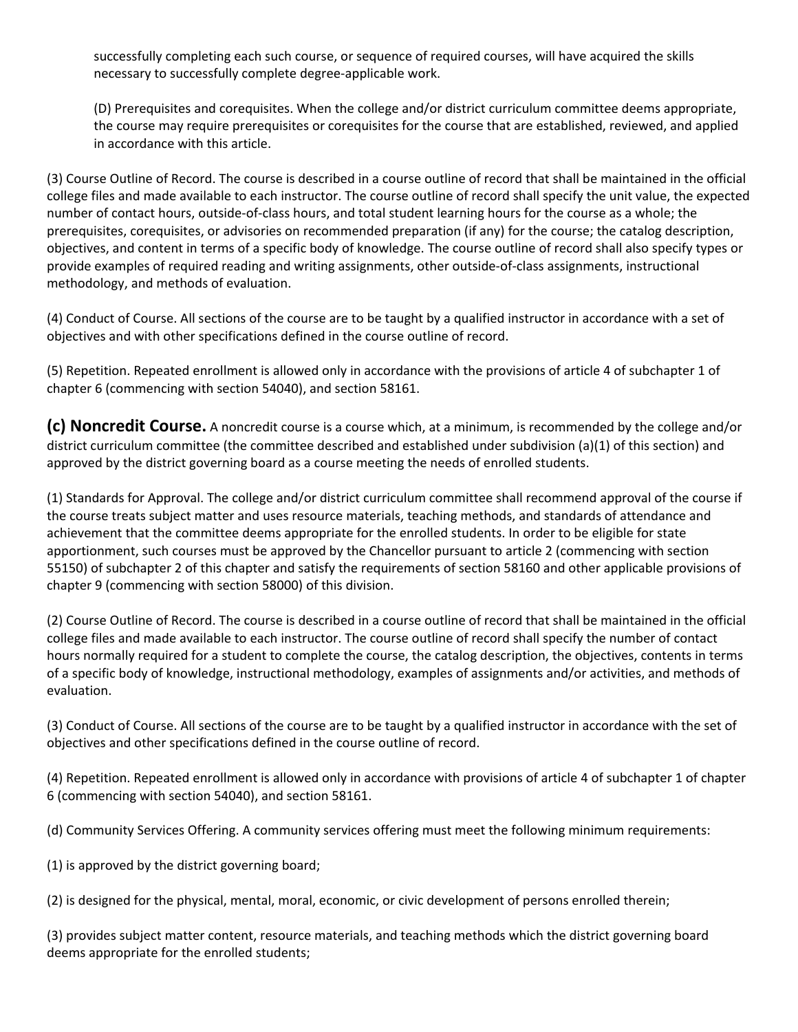successfully completing each such course, or sequence of required courses, will have acquired the skills necessary to successfully complete degree-applicable work.

(D) Prerequisites and corequisites. When the college and/or district curriculum committee deems appropriate, the course may require prerequisites or corequisites for the course that are established, reviewed, and applied in accordance with this article.

(3) Course Outline of Record. The course is described in a course outline of record that shall be maintained in the official college files and made available to each instructor. The course outline of record shall specify the unit value, the expected number of contact hours, outside-of-class hours, and total student learning hours for the course as a whole; the prerequisites, corequisites, or advisories on recommended preparation (if any) for the course; the catalog description, objectives, and content in terms of a specific body of knowledge. The course outline of record shall also specify types or provide examples of required reading and writing assignments, other outside-of-class assignments, instructional methodology, and methods of evaluation.

(4) Conduct of Course. All sections of the course are to be taught by a qualified instructor in accordance with a set of objectives and with other specifications defined in the course outline of record.

(5) Repetition. Repeated enrollment is allowed only in accordance with the provisions of article 4 of subchapter 1 of chapter 6 (commencing with section 54040), and section 58161.

**(c) Noncredit Course.** A noncredit course is a course which, at a minimum, is recommended by the college and/or district curriculum committee (the committee described and established under subdivision (a)(1) of this section) and approved by the district governing board as a course meeting the needs of enrolled students.

(1) Standards for Approval. The college and/or district curriculum committee shall recommend approval of the course if the course treats subject matter and uses resource materials, teaching methods, and standards of attendance and achievement that the committee deems appropriate for the enrolled students. In order to be eligible for state apportionment, such courses must be approved by the Chancellor pursuant to article 2 (commencing with section 55150) of subchapter 2 of this chapter and satisfy the requirements of section 58160 and other applicable provisions of chapter 9 (commencing with section 58000) of this division.

(2) Course Outline of Record. The course is described in a course outline of record that shall be maintained in the official college files and made available to each instructor. The course outline of record shall specify the number of contact hours normally required for a student to complete the course, the catalog description, the objectives, contents in terms of a specific body of knowledge, instructional methodology, examples of assignments and/or activities, and methods of evaluation.

(3) Conduct of Course. All sections of the course are to be taught by a qualified instructor in accordance with the set of objectives and other specifications defined in the course outline of record.

(4) Repetition. Repeated enrollment is allowed only in accordance with provisions of article 4 of subchapter 1 of chapter 6 (commencing with section 54040), and section 58161.

(d) Community Services Offering. A community services offering must meet the following minimum requirements:

(1) is approved by the district governing board;

(2) is designed for the physical, mental, moral, economic, or civic development of persons enrolled therein;

(3) provides subject matter content, resource materials, and teaching methods which the district governing board deems appropriate for the enrolled students;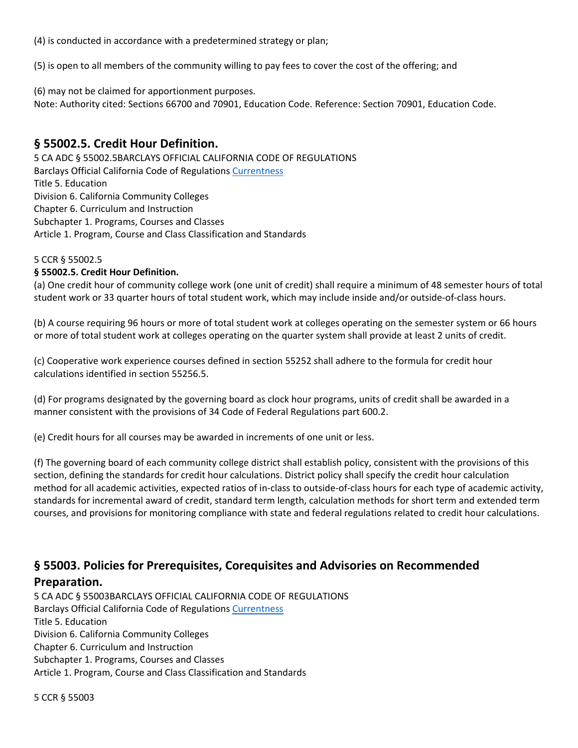(4) is conducted in accordance with a predetermined strategy or plan;

(5) is open to all members of the community willing to pay fees to cover the cost of the offering; and

(6) may not be claimed for apportionment purposes.
Note: Authority cited: Sections 66700 and 70901, Education Code. Reference: Section 70901, Education Code.

## § 55002.5. Credit Hour Definition.

5 CA ADC § 55002.5BARCLAYS OFFICIAL CALIFORNIA CODE OF REGULATIONS
Barclays Official California Code of Regulations Currentness
Title 5. Education
Division 6. California Community Colleges
Chapter 6. Curriculum and Instruction
Subchapter 1. Programs, Courses and Classes
Article 1. Program, Course and Class Classification and Standards

5 CCR § 55002.5

**§ 55002.5. Credit Hour Definition.**

(a) One credit hour of community college work (one unit of credit) shall require a minimum of 48 semester hours of total student work or 33 quarter hours of total student work, which may include inside and/or outside-of-class hours.

(b) A course requiring 96 hours or more of total student work at colleges operating on the semester system or 66 hours or more of total student work at colleges operating on the quarter system shall provide at least 2 units of credit.

(c) Cooperative work experience courses defined in section 55252 shall adhere to the formula for credit hour calculations identified in section 55256.5.

(d) For programs designated by the governing board as clock hour programs, units of credit shall be awarded in a manner consistent with the provisions of 34 Code of Federal Regulations part 600.2.

(e) Credit hours for all courses may be awarded in increments of one unit or less.

(f) The governing board of each community college district shall establish policy, consistent with the provisions of this section, defining the standards for credit hour calculations. District policy shall specify the credit hour calculation method for all academic activities, expected ratios of in-class to outside-of-class hours for each type of academic activity, standards for incremental award of credit, standard term length, calculation methods for short term and extended term courses, and provisions for monitoring compliance with state and federal regulations related to credit hour calculations.

## § 55003. Policies for Prerequisites, Corequisites and Advisories on Recommended Preparation.

5 CA ADC § 55003BARCLAYS OFFICIAL CALIFORNIA CODE OF REGULATIONS
Barclays Official California Code of Regulations Currentness
Title 5. Education
Division 6. California Community Colleges
Chapter 6. Curriculum and Instruction
Subchapter 1. Programs, Courses and Classes
Article 1. Program, Course and Class Classification and Standards

5 CCR § 55003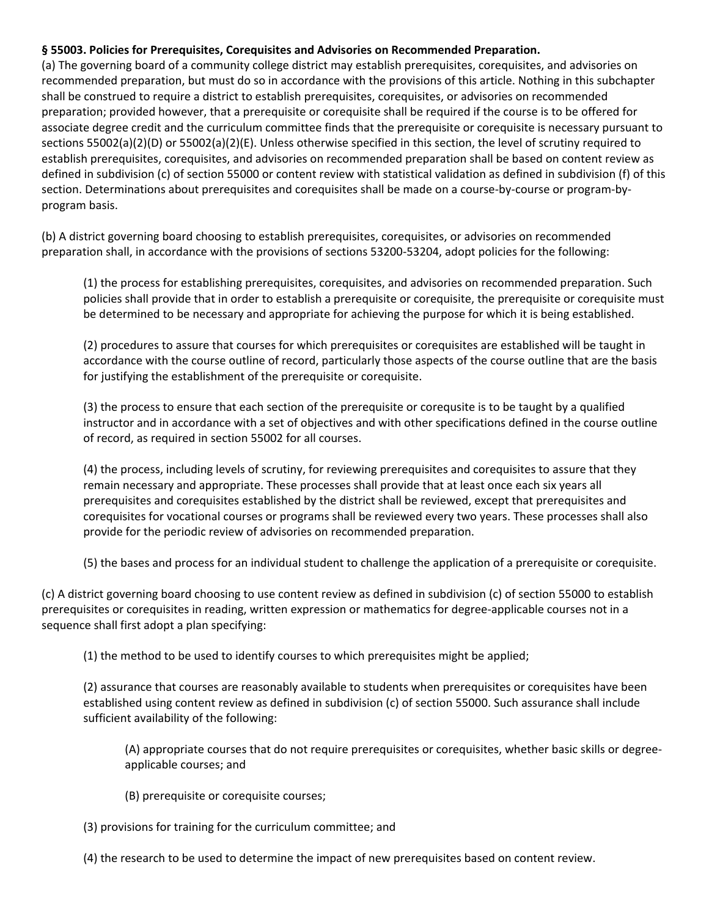**§ 55003. Policies for Prerequisites, Corequisites and Advisories on Recommended Preparation.**

(a) The governing board of a community college district may establish prerequisites, corequisites, and advisories on recommended preparation, but must do so in accordance with the provisions of this article. Nothing in this subchapter shall be construed to require a district to establish prerequisites, corequisites, or advisories on recommended preparation; provided however, that a prerequisite or corequisite shall be required if the course is to be offered for associate degree credit and the curriculum committee finds that the prerequisite or corequisite is necessary pursuant to sections 55002(a)(2)(D) or 55002(a)(2)(E). Unless otherwise specified in this section, the level of scrutiny required to establish prerequisites, corequisites, and advisories on recommended preparation shall be based on content review as defined in subdivision (c) of section 55000 or content review with statistical validation as defined in subdivision (f) of this section. Determinations about prerequisites and corequisites shall be made on a course-by-course or program-by-program basis.

(b) A district governing board choosing to establish prerequisites, corequisites, or advisories on recommended preparation shall, in accordance with the provisions of sections 53200-53204, adopt policies for the following:

> (1) the process for establishing prerequisites, corequisites, and advisories on recommended preparation. Such policies shall provide that in order to establish a prerequisite or corequisite, the prerequisite or corequisite must be determined to be necessary and appropriate for achieving the purpose for which it is being established.
>
> (2) procedures to assure that courses for which prerequisites or corequisites are established will be taught in accordance with the course outline of record, particularly those aspects of the course outline that are the basis for justifying the establishment of the prerequisite or corequisite.
>
> (3) the process to ensure that each section of the prerequisite or corequsite is to be taught by a qualified instructor and in accordance with a set of objectives and with other specifications defined in the course outline of record, as required in section 55002 for all courses.
>
> (4) the process, including levels of scrutiny, for reviewing prerequisites and corequisites to assure that they remain necessary and appropriate. These processes shall provide that at least once each six years all prerequisites and corequisites established by the district shall be reviewed, except that prerequisites and corequisites for vocational courses or programs shall be reviewed every two years. These processes shall also provide for the periodic review of advisories on recommended preparation.
>
> (5) the bases and process for an individual student to challenge the application of a prerequisite or corequisite.

(c) A district governing board choosing to use content review as defined in subdivision (c) of section 55000 to establish prerequisites or corequisites in reading, written expression or mathematics for degree-applicable courses not in a sequence shall first adopt a plan specifying:

> (1) the method to be used to identify courses to which prerequisites might be applied;
>
> (2) assurance that courses are reasonably available to students when prerequisites or corequisites have been established using content review as defined in subdivision (c) of section 55000. Such assurance shall include sufficient availability of the following:
>
> > (A) appropriate courses that do not require prerequisites or corequisites, whether basic skills or degree-applicable courses; and
> >
> > (B) prerequisite or corequisite courses;
>
> (3) provisions for training for the curriculum committee; and
>
> (4) the research to be used to determine the impact of new prerequisites based on content review.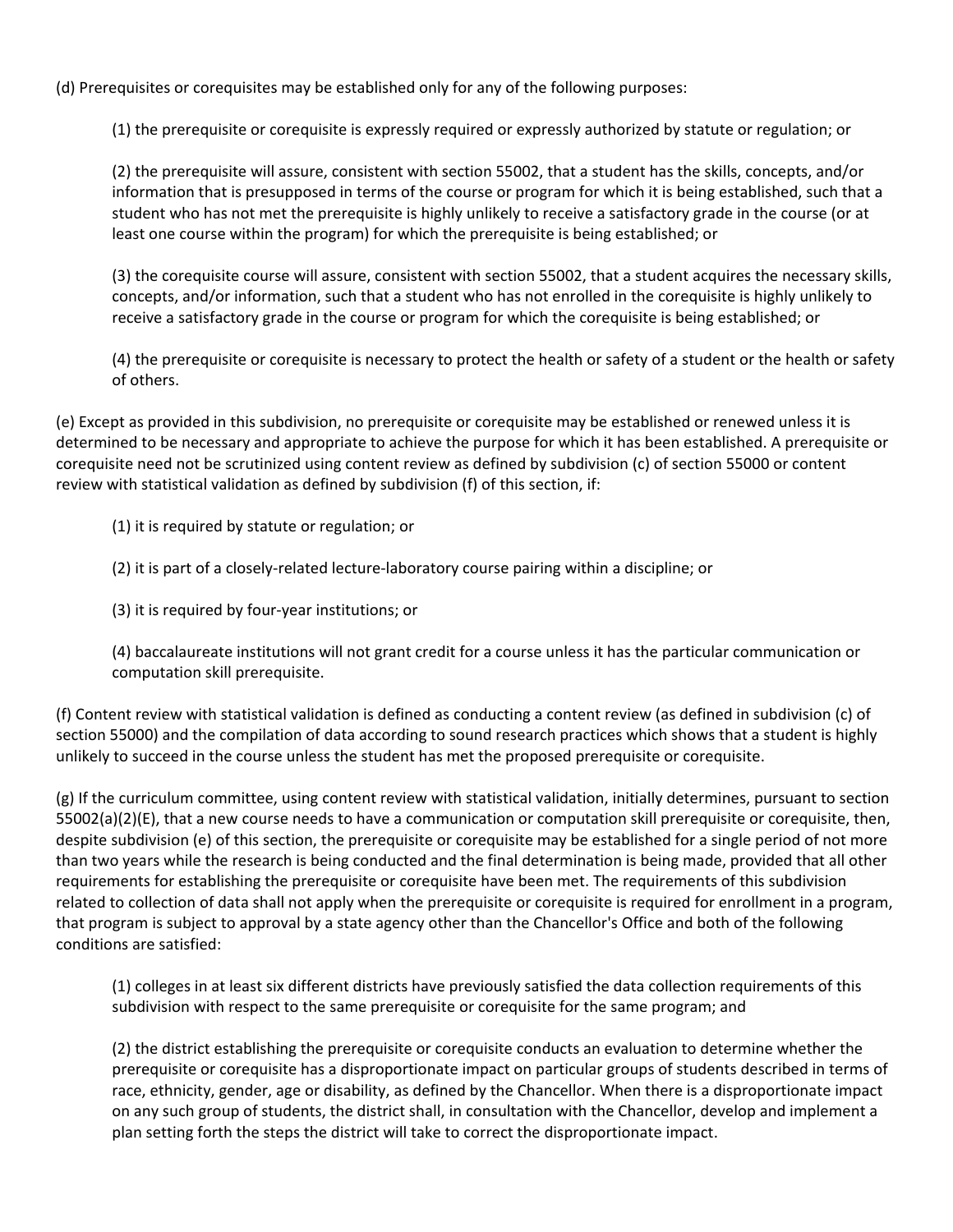(d) Prerequisites or corequisites may be established only for any of the following purposes:

> (1) the prerequisite or corequisite is expressly required or expressly authorized by statute or regulation; or
>
> (2) the prerequisite will assure, consistent with section 55002, that a student has the skills, concepts, and/or information that is presupposed in terms of the course or program for which it is being established, such that a student who has not met the prerequisite is highly unlikely to receive a satisfactory grade in the course (or at least one course within the program) for which the prerequisite is being established; or
>
> (3) the corequisite course will assure, consistent with section 55002, that a student acquires the necessary skills, concepts, and/or information, such that a student who has not enrolled in the corequisite is highly unlikely to receive a satisfactory grade in the course or program for which the corequisite is being established; or
>
> (4) the prerequisite or corequisite is necessary to protect the health or safety of a student or the health or safety of others.

(e) Except as provided in this subdivision, no prerequisite or corequisite may be established or renewed unless it is determined to be necessary and appropriate to achieve the purpose for which it has been established. A prerequisite or corequisite need not be scrutinized using content review as defined by subdivision (c) of section 55000 or content review with statistical validation as defined by subdivision (f) of this section, if:

> (1) it is required by statute or regulation; or
>
> (2) it is part of a closely-related lecture-laboratory course pairing within a discipline; or
>
> (3) it is required by four-year institutions; or
>
> (4) baccalaureate institutions will not grant credit for a course unless it has the particular communication or computation skill prerequisite.

(f) Content review with statistical validation is defined as conducting a content review (as defined in subdivision (c) of section 55000) and the compilation of data according to sound research practices which shows that a student is highly unlikely to succeed in the course unless the student has met the proposed prerequisite or corequisite.

(g) If the curriculum committee, using content review with statistical validation, initially determines, pursuant to section 55002(a)(2)(E), that a new course needs to have a communication or computation skill prerequisite or corequisite, then, despite subdivision (e) of this section, the prerequisite or corequisite may be established for a single period of not more than two years while the research is being conducted and the final determination is being made, provided that all other requirements for establishing the prerequisite or corequisite have been met. The requirements of this subdivision related to collection of data shall not apply when the prerequisite or corequisite is required for enrollment in a program, that program is subject to approval by a state agency other than the Chancellor's Office and both of the following conditions are satisfied:

> (1) colleges in at least six different districts have previously satisfied the data collection requirements of this subdivision with respect to the same prerequisite or corequisite for the same program; and
>
> (2) the district establishing the prerequisite or corequisite conducts an evaluation to determine whether the prerequisite or corequisite has a disproportionate impact on particular groups of students described in terms of race, ethnicity, gender, age or disability, as defined by the Chancellor. When there is a disproportionate impact on any such group of students, the district shall, in consultation with the Chancellor, develop and implement a plan setting forth the steps the district will take to correct the disproportionate impact.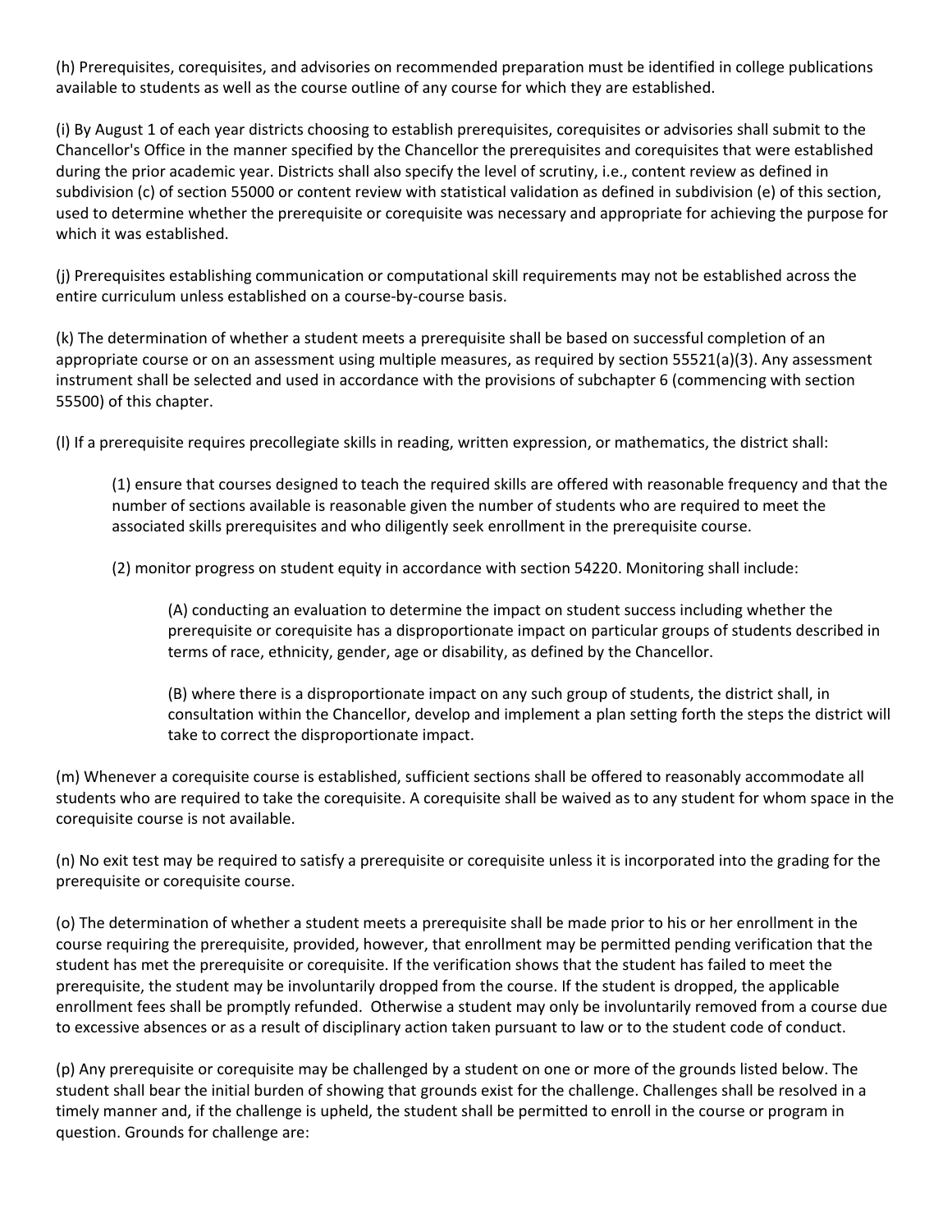(h) Prerequisites, corequisites, and advisories on recommended preparation must be identified in college publications available to students as well as the course outline of any course for which they are established.

(i) By August 1 of each year districts choosing to establish prerequisites, corequisites or advisories shall submit to the Chancellor's Office in the manner specified by the Chancellor the prerequisites and corequisites that were established during the prior academic year. Districts shall also specify the level of scrutiny, i.e., content review as defined in subdivision (c) of section 55000 or content review with statistical validation as defined in subdivision (e) of this section, used to determine whether the prerequisite or corequisite was necessary and appropriate for achieving the purpose for which it was established.

(j) Prerequisites establishing communication or computational skill requirements may not be established across the entire curriculum unless established on a course-by-course basis.

(k) The determination of whether a student meets a prerequisite shall be based on successful completion of an appropriate course or on an assessment using multiple measures, as required by section 55521(a)(3). Any assessment instrument shall be selected and used in accordance with the provisions of subchapter 6 (commencing with section 55500) of this chapter.

(l) If a prerequisite requires precollegiate skills in reading, written expression, or mathematics, the district shall:

> (1) ensure that courses designed to teach the required skills are offered with reasonable frequency and that the number of sections available is reasonable given the number of students who are required to meet the associated skills prerequisites and who diligently seek enrollment in the prerequisite course.
>
> (2) monitor progress on student equity in accordance with section 54220. Monitoring shall include:
>
> > (A) conducting an evaluation to determine the impact on student success including whether the prerequisite or corequisite has a disproportionate impact on particular groups of students described in terms of race, ethnicity, gender, age or disability, as defined by the Chancellor.
> >
> > (B) where there is a disproportionate impact on any such group of students, the district shall, in consultation within the Chancellor, develop and implement a plan setting forth the steps the district will take to correct the disproportionate impact.

(m) Whenever a corequisite course is established, sufficient sections shall be offered to reasonably accommodate all students who are required to take the corequisite. A corequisite shall be waived as to any student for whom space in the corequisite course is not available.

(n) No exit test may be required to satisfy a prerequisite or corequisite unless it is incorporated into the grading for the prerequisite or corequisite course.

(o) The determination of whether a student meets a prerequisite shall be made prior to his or her enrollment in the course requiring the prerequisite, provided, however, that enrollment may be permitted pending verification that the student has met the prerequisite or corequisite. If the verification shows that the student has failed to meet the prerequisite, the student may be involuntarily dropped from the course. If the student is dropped, the applicable enrollment fees shall be promptly refunded. Otherwise a student may only be involuntarily removed from a course due to excessive absences or as a result of disciplinary action taken pursuant to law or to the student code of conduct.

(p) Any prerequisite or corequisite may be challenged by a student on one or more of the grounds listed below. The student shall bear the initial burden of showing that grounds exist for the challenge. Challenges shall be resolved in a timely manner and, if the challenge is upheld, the student shall be permitted to enroll in the course or program in question. Grounds for challenge are: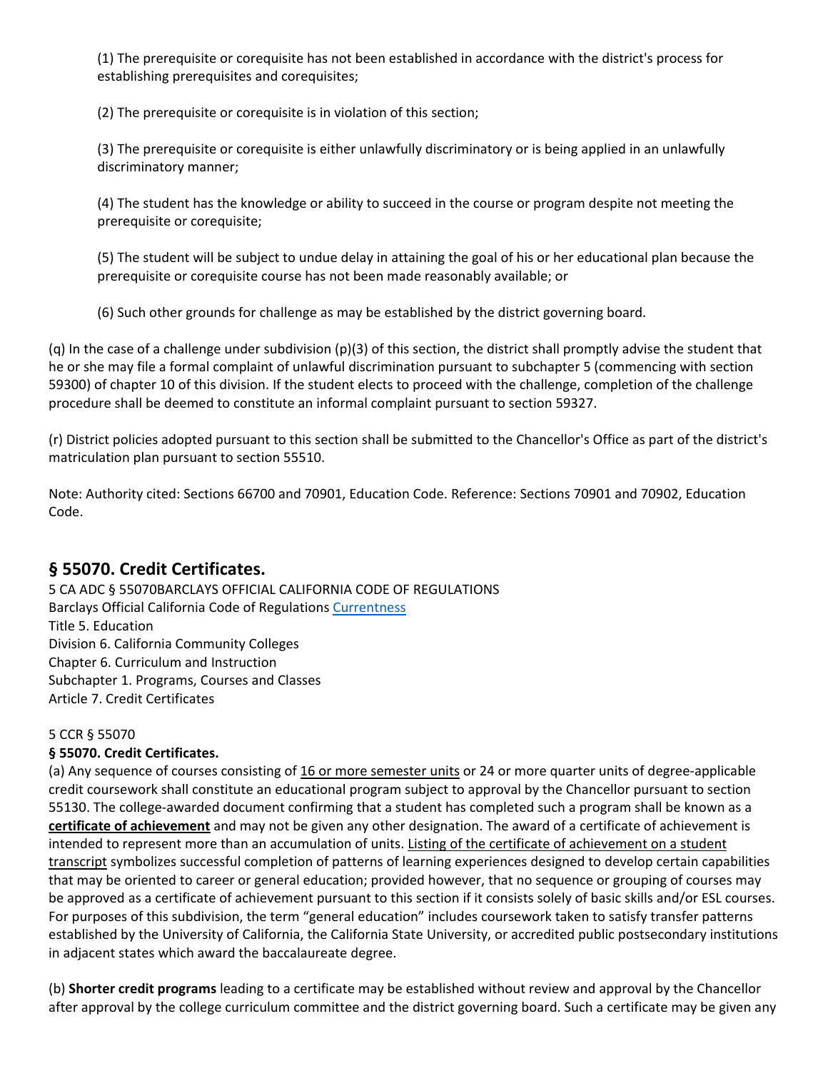(1) The prerequisite or corequisite has not been established in accordance with the district's process for establishing prerequisites and corequisites;

(2) The prerequisite or corequisite is in violation of this section;

(3) The prerequisite or corequisite is either unlawfully discriminatory or is being applied in an unlawfully discriminatory manner;

(4) The student has the knowledge or ability to succeed in the course or program despite not meeting the prerequisite or corequisite;

(5) The student will be subject to undue delay in attaining the goal of his or her educational plan because the prerequisite or corequisite course has not been made reasonably available; or

(6) Such other grounds for challenge as may be established by the district governing board.

(q) In the case of a challenge under subdivision (p)(3) of this section, the district shall promptly advise the student that he or she may file a formal complaint of unlawful discrimination pursuant to subchapter 5 (commencing with section 59300) of chapter 10 of this division. If the student elects to proceed with the challenge, completion of the challenge procedure shall be deemed to constitute an informal complaint pursuant to section 59327.

(r) District policies adopted pursuant to this section shall be submitted to the Chancellor's Office as part of the district's matriculation plan pursuant to section 55510.

Note: Authority cited: Sections 66700 and 70901, Education Code. Reference: Sections 70901 and 70902, Education Code.

## § 55070. Credit Certificates.

5 CA ADC § 55070BARCLAYS OFFICIAL CALIFORNIA CODE OF REGULATIONS
Barclays Official California Code of Regulations Currentness
Title 5. Education
Division 6. California Community Colleges
Chapter 6. Curriculum and Instruction
Subchapter 1. Programs, Courses and Classes
Article 7. Credit Certificates

5 CCR § 55070

**§ 55070. Credit Certificates.**

(a) Any sequence of courses consisting of 16 or more semester units or 24 or more quarter units of degree-applicable credit coursework shall constitute an educational program subject to approval by the Chancellor pursuant to section 55130. The college-awarded document confirming that a student has completed such a program shall be known as a **certificate of achievement** and may not be given any other designation. The award of a certificate of achievement is intended to represent more than an accumulation of units. Listing of the certificate of achievement on a student transcript symbolizes successful completion of patterns of learning experiences designed to develop certain capabilities that may be oriented to career or general education; provided however, that no sequence or grouping of courses may be approved as a certificate of achievement pursuant to this section if it consists solely of basic skills and/or ESL courses. For purposes of this subdivision, the term "general education" includes coursework taken to satisfy transfer patterns established by the University of California, the California State University, or accredited public postsecondary institutions in adjacent states which award the baccalaureate degree.

(b) **Shorter credit programs** leading to a certificate may be established without review and approval by the Chancellor after approval by the college curriculum committee and the district governing board. Such a certificate may be given any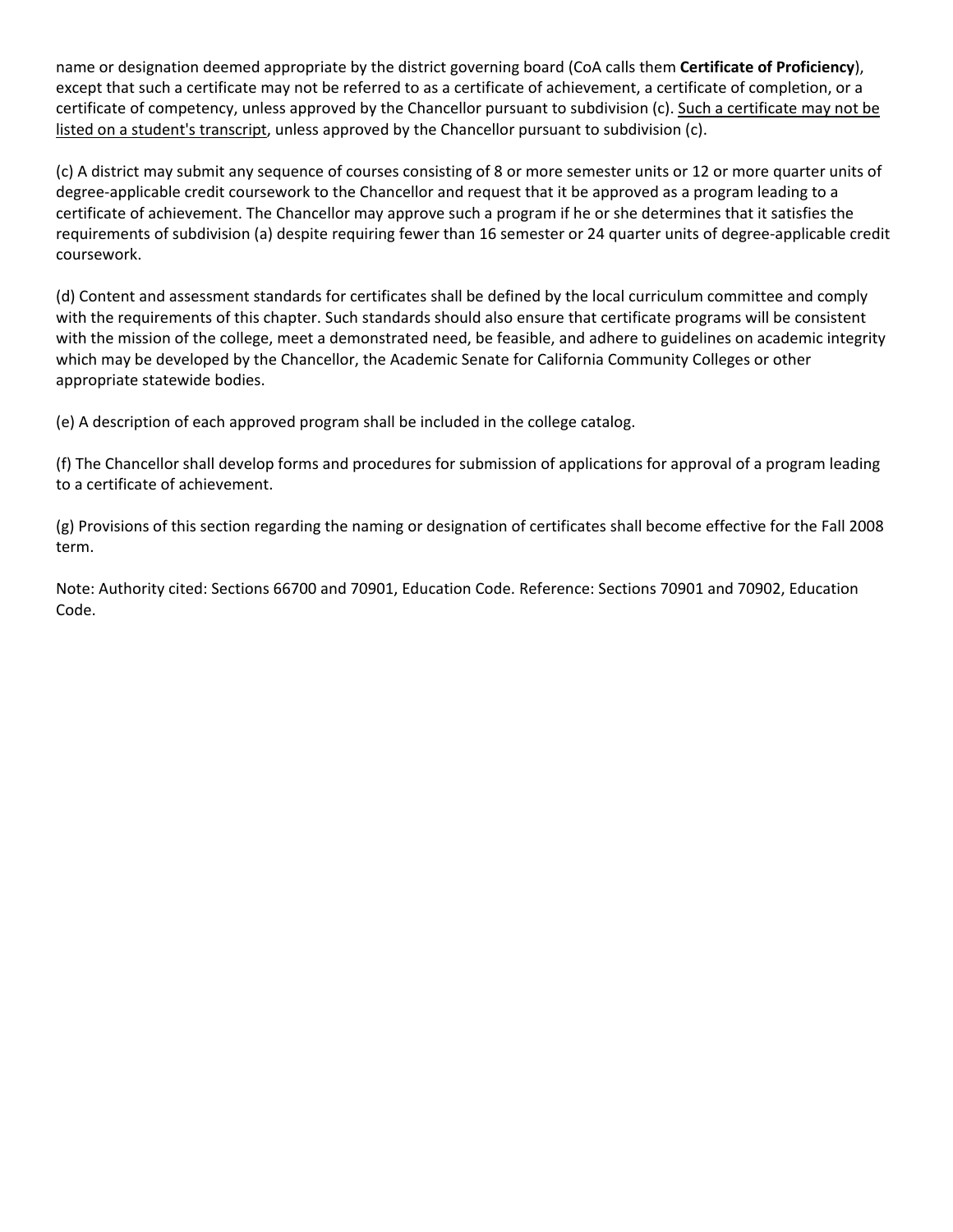name or designation deemed appropriate by the district governing board (CoA calls them **Certificate of Proficiency**), except that such a certificate may not be referred to as a certificate of achievement, a certificate of completion, or a certificate of competency, unless approved by the Chancellor pursuant to subdivision (c). <u>Such a certificate may not be listed on a student's transcript</u>, unless approved by the Chancellor pursuant to subdivision (c).

(c) A district may submit any sequence of courses consisting of 8 or more semester units or 12 or more quarter units of degree-applicable credit coursework to the Chancellor and request that it be approved as a program leading to a certificate of achievement. The Chancellor may approve such a program if he or she determines that it satisfies the requirements of subdivision (a) despite requiring fewer than 16 semester or 24 quarter units of degree-applicable credit coursework.

(d) Content and assessment standards for certificates shall be defined by the local curriculum committee and comply with the requirements of this chapter. Such standards should also ensure that certificate programs will be consistent with the mission of the college, meet a demonstrated need, be feasible, and adhere to guidelines on academic integrity which may be developed by the Chancellor, the Academic Senate for California Community Colleges or other appropriate statewide bodies.

(e) A description of each approved program shall be included in the college catalog.

(f) The Chancellor shall develop forms and procedures for submission of applications for approval of a program leading to a certificate of achievement.

(g) Provisions of this section regarding the naming or designation of certificates shall become effective for the Fall 2008 term.

Note: Authority cited: Sections 66700 and 70901, Education Code. Reference: Sections 70901 and 70902, Education Code.